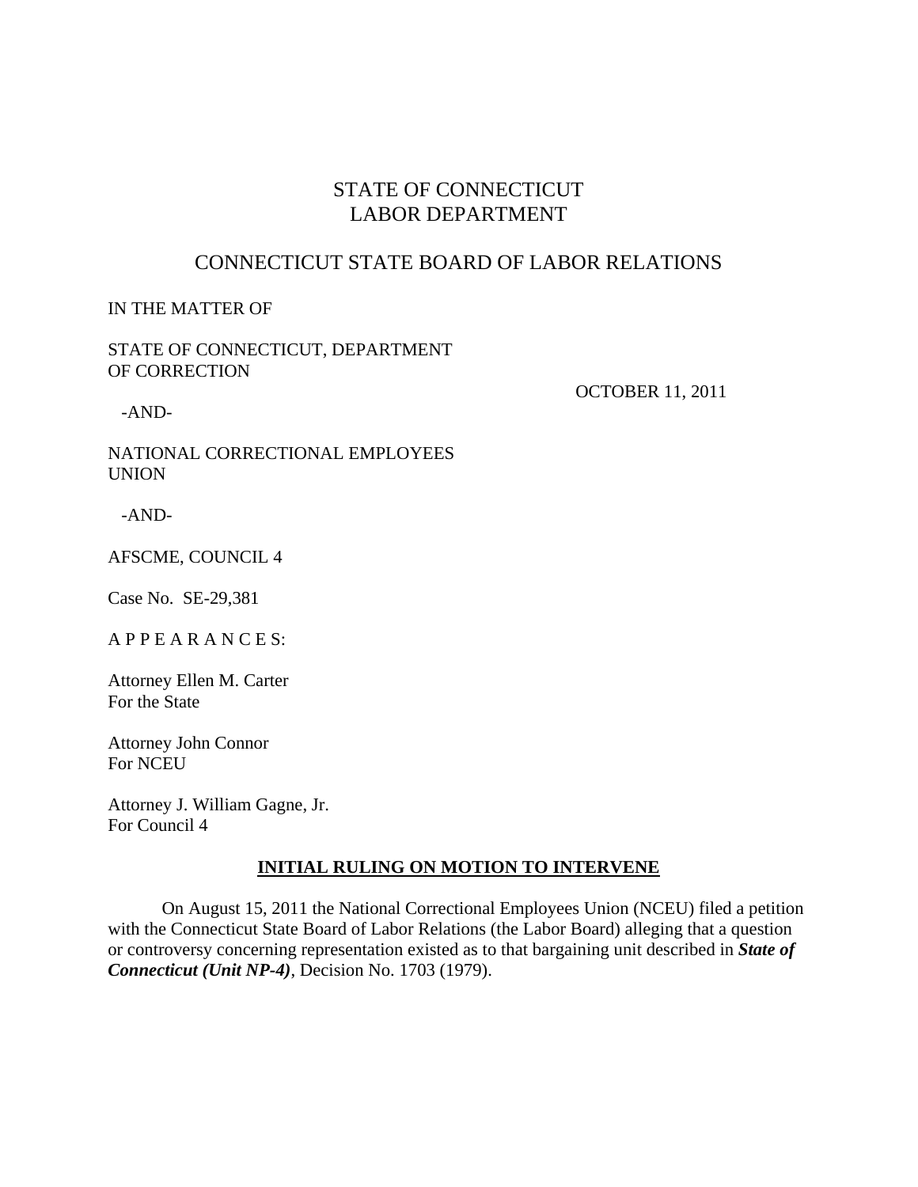STATE OF CONNECTICUT
LABOR DEPARTMENT

CONNECTICUT STATE BOARD OF LABOR RELATIONS

IN THE MATTER OF

STATE OF CONNECTICUT, DEPARTMENT OF CORRECTION

OCTOBER 11, 2011

-AND-

NATIONAL CORRECTIONAL EMPLOYEES UNION

-AND-

AFSCME, COUNCIL 4

Case No. SE-29,381

A P P E A R A N C E S:

Attorney Ellen M. Carter
For the State

Attorney John Connor
For NCEU

Attorney J. William Gagne, Jr.
For Council 4

**INITIAL RULING ON MOTION TO INTERVENE**

On August 15, 2011 the National Correctional Employees Union (NCEU) filed a petition with the Connecticut State Board of Labor Relations (the Labor Board) alleging that a question or controversy concerning representation existed as to that bargaining unit described in ***State of Connecticut (Unit NP-4)***, Decision No. 1703 (1979).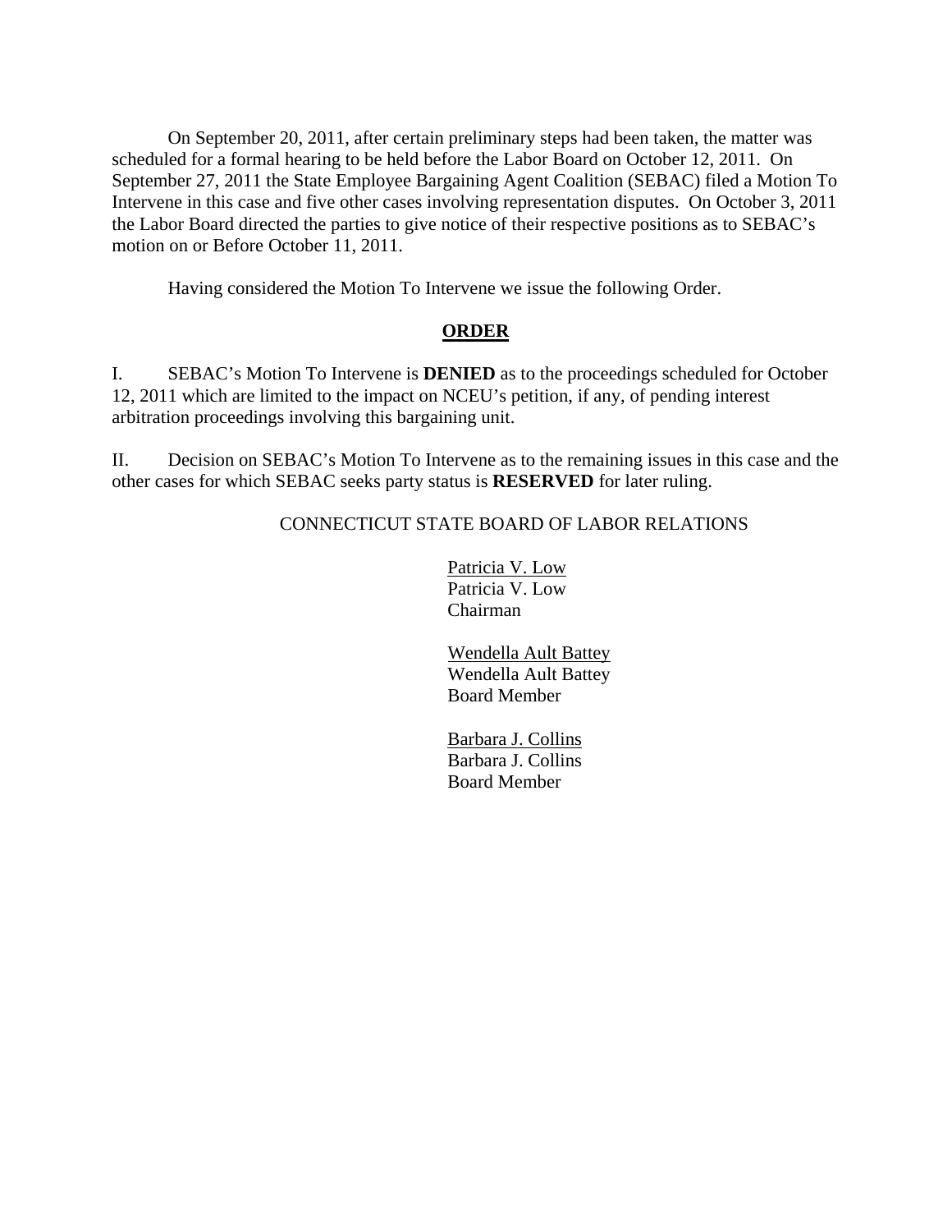On September 20, 2011, after certain preliminary steps had been taken, the matter was scheduled for a formal hearing to be held before the Labor Board on October 12, 2011. On September 27, 2011 the State Employee Bargaining Agent Coalition (SEBAC) filed a Motion To Intervene in this case and five other cases involving representation disputes. On October 3, 2011 the Labor Board directed the parties to give notice of their respective positions as to SEBAC's motion on or Before October 11, 2011.

Having considered the Motion To Intervene we issue the following Order.

## ORDER

I. SEBAC's Motion To Intervene is **DENIED** as to the proceedings scheduled for October 12, 2011 which are limited to the impact on NCEU's petition, if any, of pending interest arbitration proceedings involving this bargaining unit.

II. Decision on SEBAC's Motion To Intervene as to the remaining issues in this case and the other cases for which SEBAC seeks party status is **RESERVED** for later ruling.

CONNECTICUT STATE BOARD OF LABOR RELATIONS

Patricia V. Low
Patricia V. Low
Chairman

Wendella Ault Battey
Wendella Ault Battey
Board Member

Barbara J. Collins
Barbara J. Collins
Board Member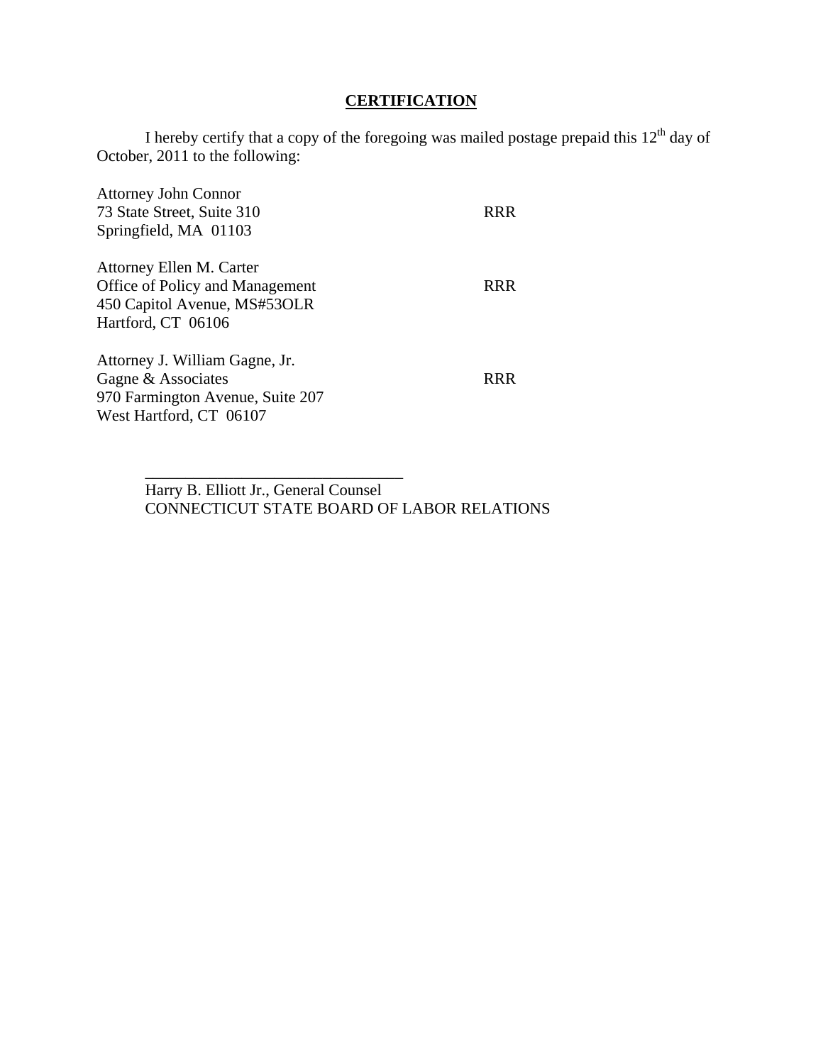**CERTIFICATION**

I hereby certify that a copy of the foregoing was mailed postage prepaid this 12th day of October, 2011 to the following:

Attorney John Connor
73 State Street, Suite 310 RRR
Springfield, MA 01103

Attorney Ellen M. Carter
Office of Policy and Management RRR
450 Capitol Avenue, MS#53OLR
Hartford, CT 06106

Attorney J. William Gagne, Jr.
Gagne & Associates RRR
970 Farmington Avenue, Suite 207
West Hartford, CT 06107

_______________________________
Harry B. Elliott Jr., General Counsel
CONNECTICUT STATE BOARD OF LABOR RELATIONS